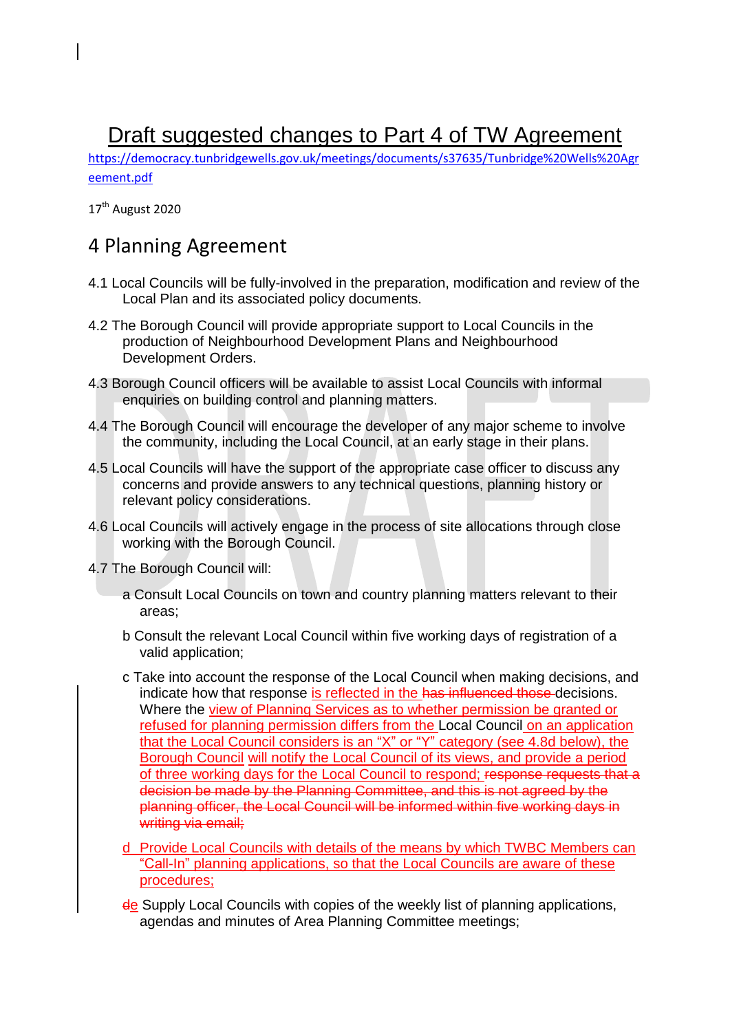# Draft suggested changes to Part 4 of TW Agreement

https://democracy.tunbridgewells.gov.uk/meetings/documents/s37635/Tunbridge%20Wells%20Agreement.pdf

17th August 2020

## 4 Planning Agreement

4.1 Local Councils will be fully-involved in the preparation, modification and review of the Local Plan and its associated policy documents.

4.2 The Borough Council will provide appropriate support to Local Councils in the production of Neighbourhood Development Plans and Neighbourhood Development Orders.

4.3 Borough Council officers will be available to assist Local Councils with informal enquiries on building control and planning matters.

4.4 The Borough Council will encourage the developer of any major scheme to involve the community, including the Local Council, at an early stage in their plans.

4.5 Local Councils will have the support of the appropriate case officer to discuss any concerns and provide answers to any technical questions, planning history or relevant policy considerations.

4.6 Local Councils will actively engage in the process of site allocations through close working with the Borough Council.

4.7 The Borough Council will:

a Consult Local Councils on town and country planning matters relevant to their areas;

b Consult the relevant Local Council within five working days of registration of a valid application;

c Take into account the response of the Local Council when making decisions, and indicate how that response is reflected in the ~~has influenced those~~ decisions. Where the view of Planning Services as to whether permission be granted or refused for planning permission differs from the Local Council on an application that the Local Council considers is an “X” or “Y” category (see 4.8d below), the Borough Council will notify the Local Council of its views, and provide a period of three working days for the Local Council to respond; ~~response requests that a decision be made by the Planning Committee, and this is not agreed by the planning officer, the Local Council will be informed within five working days in writing via email;~~

d Provide Local Councils with details of the means by which TWBC Members can “Call-In” planning applications, so that the Local Councils are aware of these procedures;

~~d~~e Supply Local Councils with copies of the weekly list of planning applications, agendas and minutes of Area Planning Committee meetings;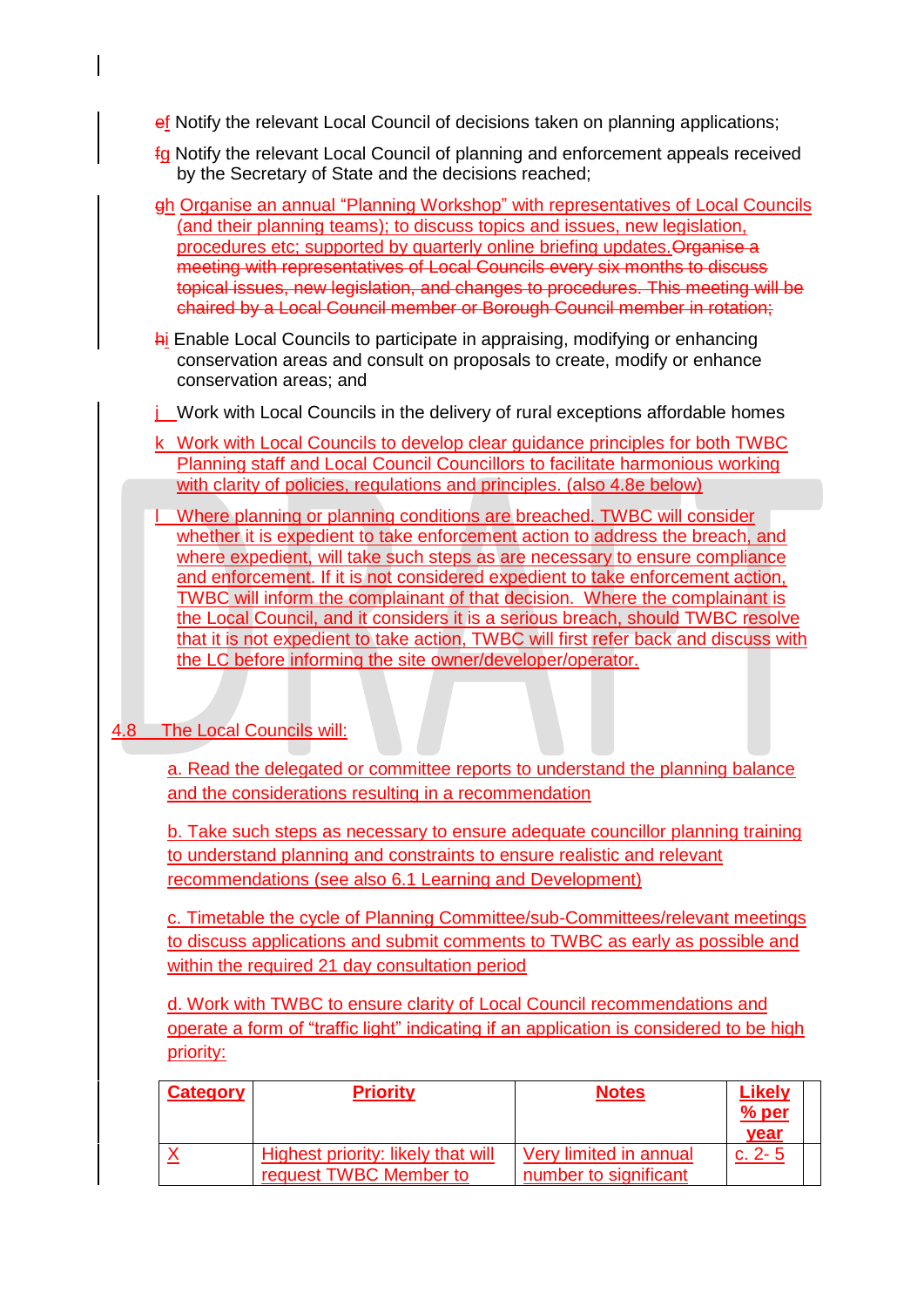ef Notify the relevant Local Council of decisions taken on planning applications;

fg Notify the relevant Local Council of planning and enforcement appeals received by the Secretary of State and the decisions reached;

gh Organise an annual "Planning Workshop" with representatives of Local Councils (and their planning teams); to discuss topics and issues, new legislation, procedures etc; supported by quarterly online briefing updates. ~~Organise a meeting with representatives of Local Councils every six months to discuss topical issues, new legislation, and changes to procedures. This meeting will be chaired by a Local Council member or Borough Council member in rotation;~~

hi Enable Local Councils to participate in appraising, modifying or enhancing conservation areas and consult on proposals to create, modify or enhance conservation areas; and

j Work with Local Councils in the delivery of rural exceptions affordable homes

k Work with Local Councils to develop clear guidance principles for both TWBC Planning staff and Local Council Councillors to facilitate harmonious working with clarity of policies, regulations and principles. (also 4.8e below)

l Where planning or planning conditions are breached, TWBC will consider whether it is expedient to take enforcement action to address the breach, and where expedient, will take such steps as are necessary to ensure compliance and enforcement. If it is not considered expedient to take enforcement action, TWBC will inform the complainant of that decision. Where the complainant is the Local Council, and it considers it is a serious breach, should TWBC resolve that it is not expedient to take action, TWBC will first refer back and discuss with the LC before informing the site owner/developer/operator.

4.8 The Local Councils will:

a. Read the delegated or committee reports to understand the planning balance and the considerations resulting in a recommendation

b. Take such steps as necessary to ensure adequate councillor planning training to understand planning and constraints to ensure realistic and relevant recommendations (see also 6.1 Learning and Development)

c. Timetable the cycle of Planning Committee/sub-Committees/relevant meetings to discuss applications and submit comments to TWBC as early as possible and within the required 21 day consultation period

d. Work with TWBC to ensure clarity of Local Council recommendations and operate a form of "traffic light" indicating if an application is considered to be high priority:

| **Category** | **Priority** | **Notes** | **Likely % per year** |
|---|---|---|---|
| X | Highest priority: likely that will request TWBC Member to | Very limited in annual number to significant | c. 2- 5 |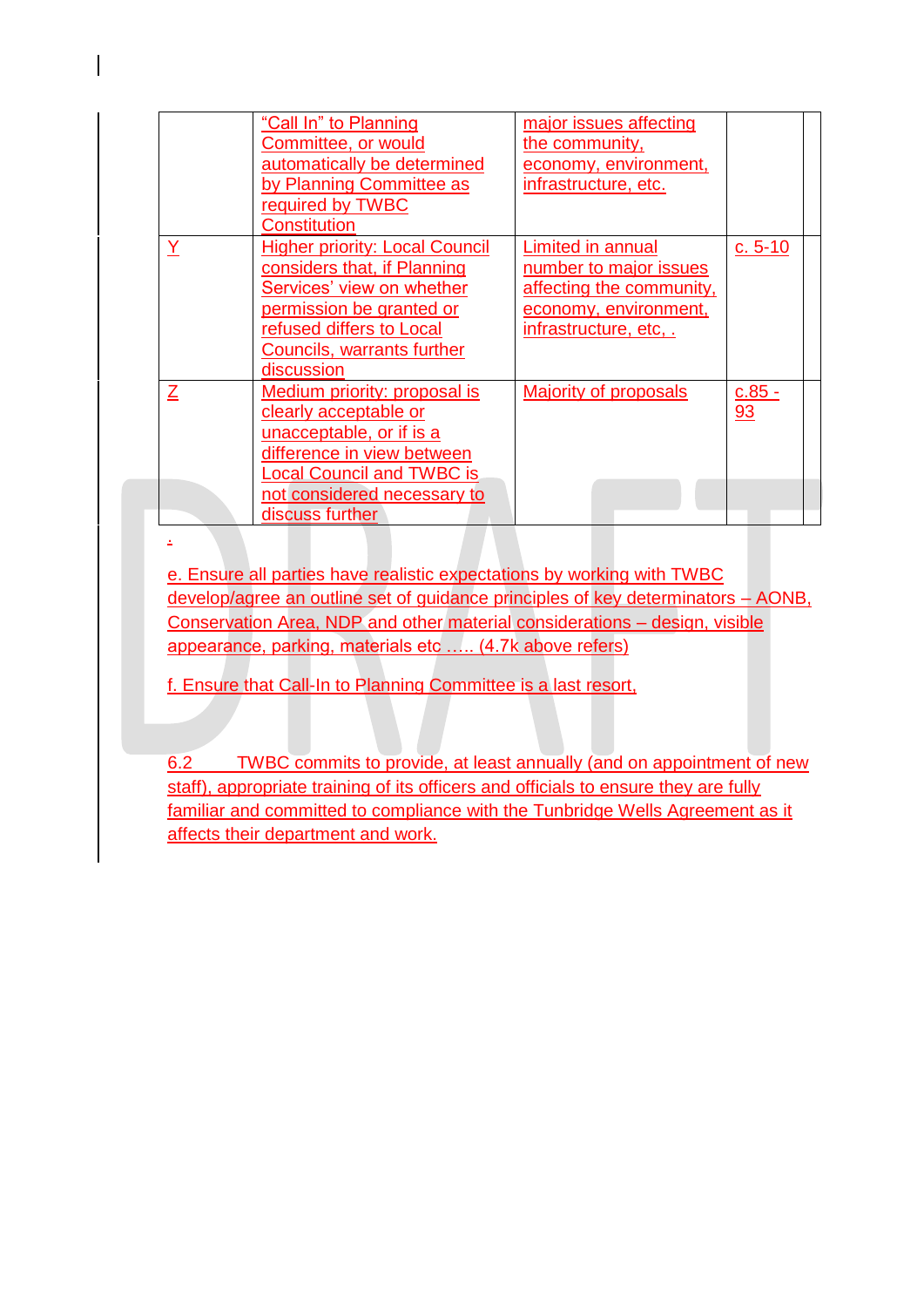| | | | | |
|---|---|---|---|---|
| | "Call In" to Planning Committee, or would automatically be determined by Planning Committee as required by TWBC Constitution | major issues affecting the community, economy, environment, infrastructure, etc. | | |
| Y | Higher priority: Local Council considers that, if Planning Services' view on whether permission be granted or refused differs to Local Councils, warrants further discussion | Limited in annual number to major issues affecting the community, economy, environment, infrastructure, etc, . | c. 5-10 | |
| Z | Medium priority: proposal is clearly acceptable or unacceptable, or if is a difference in view between Local Council and TWBC is not considered necessary to discuss further | Majority of proposals | c.85 - 93 | |

.

e. Ensure all parties have realistic expectations by working with TWBC develop/agree an outline set of guidance principles of key determinators – AONB, Conservation Area, NDP and other material considerations – design, visible appearance, parking, materials etc ….. (4.7k above refers)

f. Ensure that Call-In to Planning Committee is a last resort,

6.2 TWBC commits to provide, at least annually (and on appointment of new staff), appropriate training of its officers and officials to ensure they are fully familiar and committed to compliance with the Tunbridge Wells Agreement as it affects their department and work.